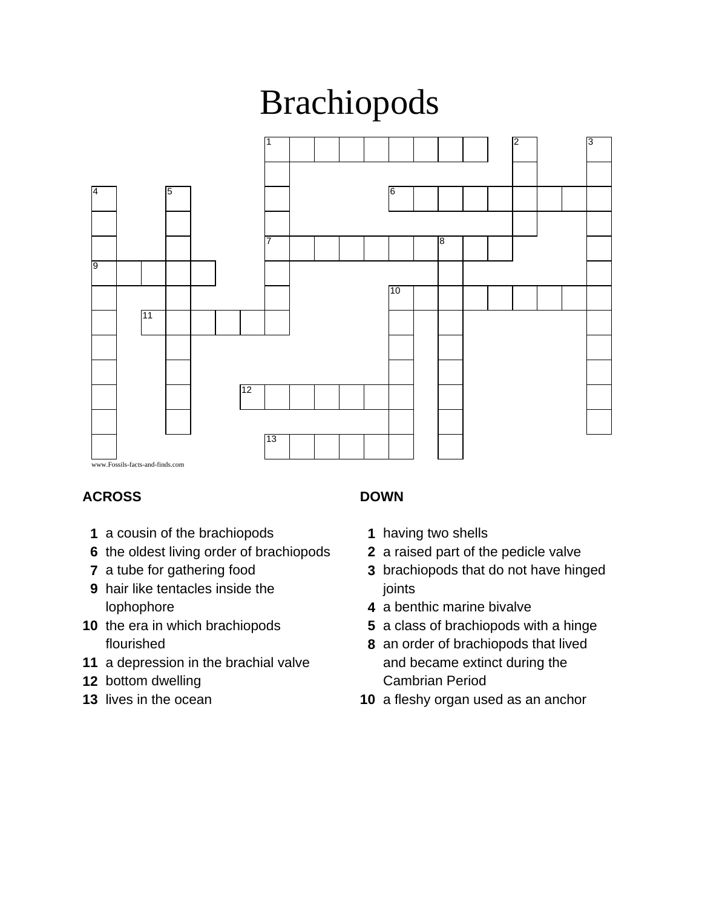# Brachiopods

www.Fossils-facts-and-finds.com

**ACROSS**

**1** a cousin of the brachiopods
**6** the oldest living order of brachiopods
**7** a tube for gathering food
**9** hair like tentacles inside the lophophore
**10** the era in which brachiopods flourished
**11** a depression in the brachial valve
**12** bottom dwelling
**13** lives in the ocean

**DOWN**

**1** having two shells
**2** a raised part of the pedicle valve
**3** brachiopods that do not have hinged joints
**4** a benthic marine bivalve
**5** a class of brachiopods with a hinge
**8** an order of brachiopods that lived and became extinct during the Cambrian Period
**10** a fleshy organ used as an anchor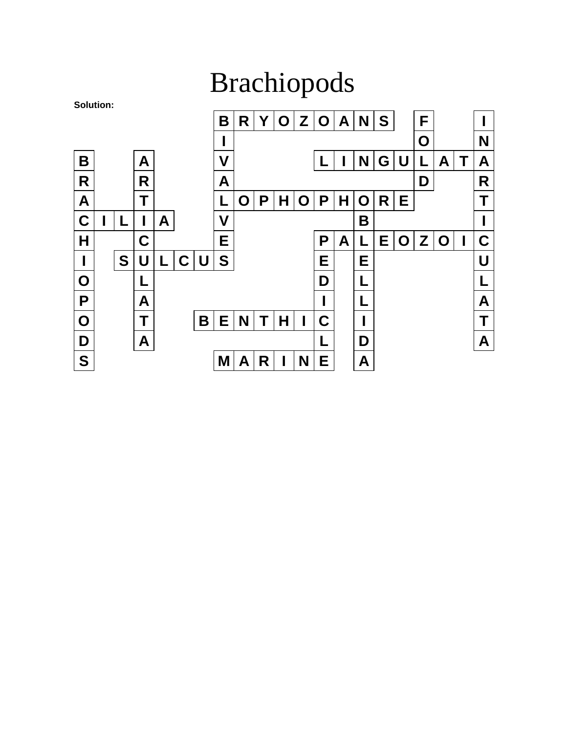# Brachiopods

**Solution:**

| | | | | | | | | | | | | | | | | | | | | |
|---|---|---|---|---|---|---|---|---|---|---|---|---|---|---|---|---|---|---|---|---|
| | | | | | | | B | R | Y | O | Z | O | A | N | S | | F | | | I |
| | | | | | | | I | | | | | | | | | | O | | | N |
| B | | | A | | | | V | | | | | L | I | N | G | U | L | A | T | A |
| R | | | R | | | | A | | | | | | | | | | D | | | R |
| A | | | T | | | | L | O | P | H | O | P | H | O | R | E | | | | T |
| C | I | L | I | A | | | V | | | | | | | B | | | | | | I |
| H | | | C | | | | E | | | | | P | A | L | E | O | Z | O | I | C |
| I | | S | U | L | C | U | S | | | | | E | | E | | | | | | U |
| O | | | L | | | | | | | | | D | | L | | | | | | L |
| P | | | A | | | | | | | | | I | | L | | | | | | A |
| O | | | T | | | B | E | N | T | H | I | C | | I | | | | | | T |
| D | | | A | | | | | | | | | L | | D | | | | | | A |
| S | | | | | | | M | A | R | I | N | E | | A | | | | | | |